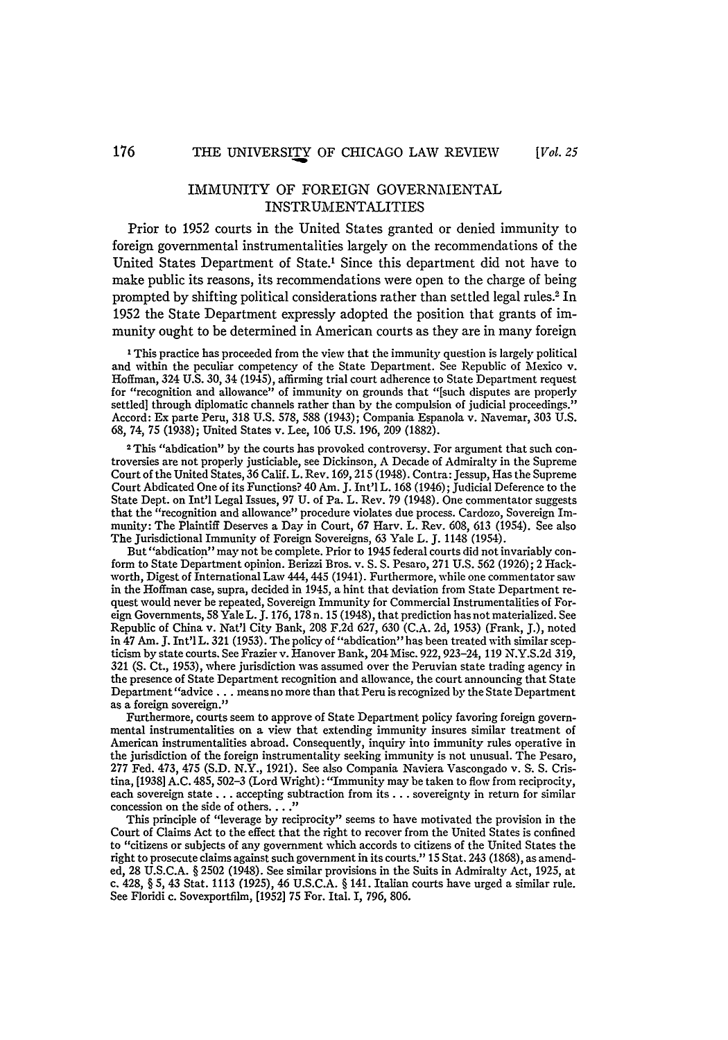## IMMUNITY OF FOREIGN GOVERNMENTAL INSTRUMENTALITIES

Prior to 1952 courts in the United States granted or denied immunity to foreign governmental instrumentalities largely on the recommendations of the United States Department of State.[1] Since this department did not have to make public its reasons, its recommendations were open to the charge of being prompted by shifting political considerations rather than settled legal rules.[2] In 1952 the State Department expressly adopted the position that grants of immunity ought to be determined in American courts as they are in many foreign

[1] This practice has proceeded from the view that the immunity question is largely political and within the peculiar competency of the State Department. See Republic of Mexico v. Hoffman, 324 U.S. 30, 34 (1945), affirming trial court adherence to State Department request for "recognition and allowance" of immunity on grounds that "[such disputes are properly settled] through diplomatic channels rather than by the compulsion of judicial proceedings." Accord: Ex parte Peru, 318 U.S. 578, 588 (1943); Compania Espanola v. Navemar, 303 U.S. 68, 74, 75 (1938); United States v. Lee, 106 U.S. 196, 209 (1882).

[2] This "abdication" by the courts has provoked controversy. For argument that such controversies are not properly justiciable, see Dickinson, A Decade of Admiralty in the Supreme Court of the United States, 36 Calif. L. Rev. 169, 215 (1948). Contra: Jessup, Has the Supreme Court Abdicated One of its Functions? 40 Am. J. Int'l L. 168 (1946); Judicial Deference to the State Dept. on Int'l Legal Issues, 97 U. of Pa. L. Rev. 79 (1948). One commentator suggests that the "recognition and allowance" procedure violates due process. Cardozo, Sovereign Immunity: The Plaintiff Deserves a Day in Court, 67 Harv. L. Rev. 608, 613 (1954). See also The Jurisdictional Immunity of Foreign Sovereigns, 63 Yale L. J. 1148 (1954).

But "abdication" may not be complete. Prior to 1945 federal courts did not invariably conform to State Department opinion. Berizzi Bros. v. S. S. Pesaro, 271 U.S. 562 (1926); 2 Hackworth, Digest of International Law 444, 445 (1941). Furthermore, while one commentator saw in the Hoffman case, supra, decided in 1945, a hint that deviation from State Department request would never be repeated, Sovereign Immunity for Commercial Instrumentalities of Foreign Governments, 58 Yale L. J. 176, 178 n. 15 (1948), that prediction has not materialized. See Republic of China v. Nat'l City Bank, 208 F.2d 627, 630 (C.A. 2d, 1953) (Frank, J.), noted in 47 Am. J. Int'l L. 321 (1953). The policy of "abdication" has been treated with similar scepticism by state courts. See Frazier v. Hanover Bank, 204 Misc. 922, 923–24, 119 N.Y.S.2d 319, 321 (S. Ct., 1953), where jurisdiction was assumed over the Peruvian state trading agency in the presence of State Department recognition and allowance, the court announcing that State Department "advice . . . means no more than that Peru is recognized by the State Department as a foreign sovereign."

Furthermore, courts seem to approve of State Department policy favoring foreign governmental instrumentalities on a view that extending immunity insures similar treatment of American instrumentalities abroad. Consequently, inquiry into immunity rules operative in the jurisdiction of the foreign instrumentality seeking immunity is not unusual. The Pesaro, 277 Fed. 473, 475 (S.D. N.Y., 1921). See also Compania Naviera Vascongado v. S. S. Cristina, [1938] A.C. 485, 502–3 (Lord Wright): "Immunity may be taken to flow from reciprocity, each sovereign state . . . accepting subtraction from its . . . sovereignty in return for similar concession on the side of others. . . ."

This principle of "leverage by reciprocity" seems to have motivated the provision in the Court of Claims Act to the effect that the right to recover from the United States is confined to "citizens or subjects of any government which accords to citizens of the United States the right to prosecute claims against such government in its courts." 15 Stat. 243 (1868), as amended, 28 U.S.C.A. § 2502 (1948). See similar provisions in the Suits in Admiralty Act, 1925, at c. 428, § 5, 43 Stat. 1113 (1925), 46 U.S.C.A. § 141. Italian courts have urged a similar rule. See Floridi c. Sovexportfilm, [1952] 75 For. Ital. I, 796, 806.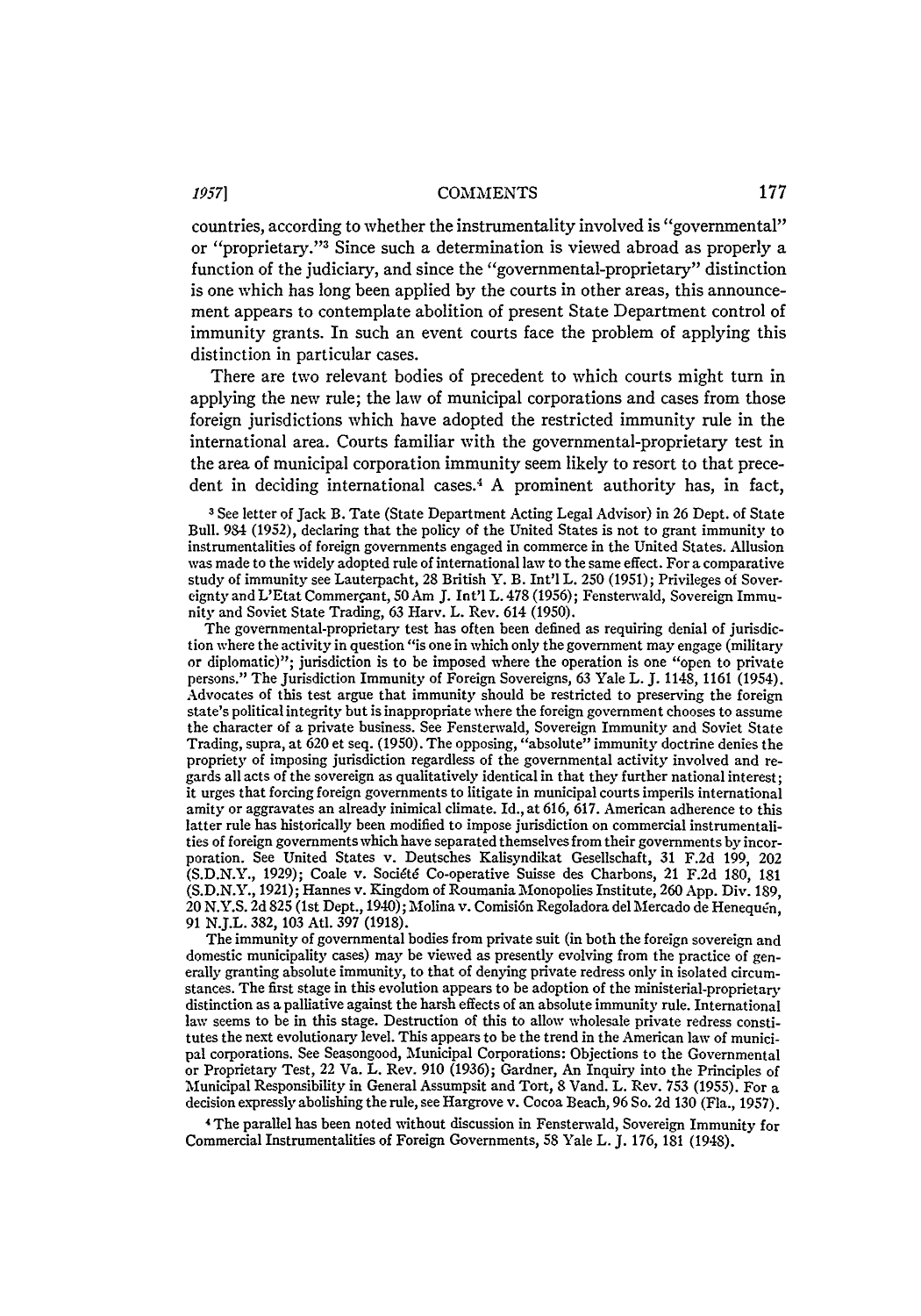countries, according to whether the instrumentality involved is "governmental" or "proprietary."[3] Since such a determination is viewed abroad as properly a function of the judiciary, and since the "governmental-proprietary" distinction is one which has long been applied by the courts in other areas, this announcement appears to contemplate abolition of present State Department control of immunity grants. In such an event courts face the problem of applying this distinction in particular cases.

There are two relevant bodies of precedent to which courts might turn in applying the new rule; the law of municipal corporations and cases from those foreign jurisdictions which have adopted the restricted immunity rule in the international area. Courts familiar with the governmental-proprietary test in the area of municipal corporation immunity seem likely to resort to that precedent in deciding international cases.[4] A prominent authority has, in fact,

[3] See letter of Jack B. Tate (State Department Acting Legal Advisor) in 26 Dept. of State Bull. 984 (1952), declaring that the policy of the United States is not to grant immunity to instrumentalities of foreign governments engaged in commerce in the United States. Allusion was made to the widely adopted rule of international law to the same effect. For a comparative study of immunity see Lauterpacht, 28 British Y. B. Int'l L. 250 (1951); Privileges of Sovereignty and L'Etat Commerçant, 50 Am J. Int'l L. 478 (1956); Fensterwald, Sovereign Immunity and Soviet State Trading, 63 Harv. L. Rev. 614 (1950).

The governmental-proprietary test has often been defined as requiring denial of jurisdiction where the activity in question "is one in which only the government may engage (military or diplomatic)"; jurisdiction is to be imposed where the operation is one "open to private persons." The Jurisdiction Immunity of Foreign Sovereigns, 63 Yale L. J. 1148, 1161 (1954). Advocates of this test argue that immunity should be restricted to preserving the foreign state's political integrity but is inappropriate where the foreign government chooses to assume the character of a private business. See Fensterwald, Sovereign Immunity and Soviet State Trading, supra, at 620 et seq. (1950). The opposing, "absolute" immunity doctrine denies the propriety of imposing jurisdiction regardless of the governmental activity involved and regards all acts of the sovereign as qualitatively identical in that they further national interest; it urges that forcing foreign governments to litigate in municipal courts imperils international amity or aggravates an already inimical climate. Id., at 616, 617. American adherence to this latter rule has historically been modified to impose jurisdiction on commercial instrumentalities of foreign governments which have separated themselves from their governments by incorporation. See United States v. Deutsches Kalisyndikat Gesellschaft, 31 F.2d 199, 202 (S.D.N.Y., 1929); Coale v. Société Co-operative Suisse des Charbons, 21 F.2d 180, 181 (S.D.N.Y., 1921); Hannes v. Kingdom of Roumania Monopolies Institute, 260 App. Div. 189, 20 N.Y.S. 2d 825 (1st Dept., 1940); Molina v. Comisión Regoladora del Mercado de Henequén, 91 N.J.L. 382, 103 Atl. 397 (1918).

The immunity of governmental bodies from private suit (in both the foreign sovereign and domestic municipality cases) may be viewed as presently evolving from the practice of generally granting absolute immunity, to that of denying private redress only in isolated circumstances. The first stage in this evolution appears to be adoption of the ministerial-proprietary distinction as a palliative against the harsh effects of an absolute immunity rule. International law seems to be in this stage. Destruction of this to allow wholesale private redress constitutes the next evolutionary level. This appears to be the trend in the American law of municipal corporations. See Seasongood, Municipal Corporations: Objections to the Governmental or Proprietary Test, 22 Va. L. Rev. 910 (1936); Gardner, An Inquiry into the Principles of Municipal Responsibility in General Assumpsit and Tort, 8 Vand. L. Rev. 753 (1955). For a decision expressly abolishing the rule, see Hargrove v. Cocoa Beach, 96 So. 2d 130 (Fla., 1957).

[4] The parallel has been noted without discussion in Fensterwald, Sovereign Immunity for Commercial Instrumentalities of Foreign Governments, 58 Yale L. J. 176, 181 (1948).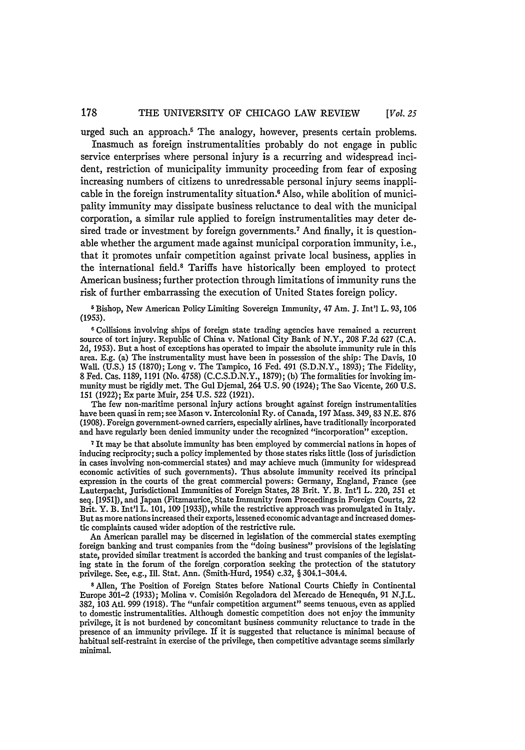urged such an approach.[5] The analogy, however, presents certain problems.

Inasmuch as foreign instrumentalities probably do not engage in public service enterprises where personal injury is a recurring and widespread incident, restriction of municipality immunity proceeding from fear of exposing increasing numbers of citizens to unredressable personal injury seems inapplicable in the foreign instrumentality situation.[6] Also, while abolition of municipality immunity may dissipate business reluctance to deal with the municipal corporation, a similar rule applied to foreign instrumentalities may deter desired trade or investment by foreign governments.[7] And finally, it is questionable whether the argument made against municipal corporation immunity, i.e., that it promotes unfair competition against private local business, applies in the international field.[8] Tariffs have historically been employed to protect American business; further protection through limitations of immunity runs the risk of further embarrassing the execution of United States foreign policy.

[5] Bishop, New American Policy Limiting Sovereign Immunity, 47 Am. J. Int'l L. 93, 106 (1953).

[6] Collisions involving ships of foreign state trading agencies have remained a recurrent source of tort injury. Republic of China v. National City Bank of N.Y., 208 F.2d 627 (C.A. 2d, 1953). But a host of exceptions has operated to impair the absolute immunity rule in this area. E.g. (a) The instrumentality must have been in possession of the ship: The Davis, 10 Wall. (U.S.) 15 (1870); Long v. The Tampico, 16 Fed. 491 (S.D.N.Y., 1893); The Fidelity, 8 Fed. Cas. 1189, 1191 (No. 4758) (C.C.S.D.N.Y., 1879); (b) The formalities for invoking immunity must be rigidly met. The Gul Djemal, 264 U.S. 90 (1924); The Sao Vicente, 260 U.S. 151 (1922); Ex parte Muir, 254 U.S. 522 (1921).

The few non-maritime personal injury actions brought against foreign instrumentalities have been quasi in rem; see Mason v. Intercolonial Ry. of Canada, 197 Mass. 349, 83 N.E. 876 (1908). Foreign government-owned carriers, especially airlines, have traditionally incorporated and have regularly been denied immunity under the recognized "incorporation" exception.

[7] It may be that absolute immunity has been employed by commercial nations in hopes of inducing reciprocity; such a policy implemented by those states risks little (loss of jurisdiction in cases involving non-commercial states) and may achieve much (immunity for widespread economic activities of such governments). Thus absolute immunity received its principal expression in the courts of the great commercial powers: Germany, England, France (see Lauterpacht, Jurisdictional Immunities of Foreign States, 28 Brit. Y. B. Int'l L. 220, 251 et seq. [1951]), and Japan (Fitzmaurice, State Immunity from Proceedings in Foreign Courts, 22 Brit. Y. B. Int'l L. 101, 109 [1933]), while the restrictive approach was promulgated in Italy. But as more nations increased their exports, lessened economic advantage and increased domestic complaints caused wider adoption of the restrictive rule.

An American parallel may be discerned in legislation of the commercial states exempting foreign banking and trust companies from the "doing business" provisions of the legislating state, provided similar treatment is accorded the banking and trust companies of the legislating state in the forum of the foreign corporation seeking the protection of the statutory privilege. See, e.g., Ill. Stat. Ann. (Smith-Hurd, 1954) c.32, § 304.1–304.4.

[8] Allen, The Position of Foreign States before National Courts Chiefly in Continental Europe 301–2 (1933); Molina v. Comisión Regoladora del Mercado de Henequén, 91 N.J.L. 382, 103 Atl. 999 (1918). The "unfair competition argument" seems tenuous, even as applied to domestic instrumentalities. Although domestic competition does not enjoy the immunity privilege, it is not burdened by concomitant business community reluctance to trade in the presence of an immunity privilege. If it is suggested that reluctance is minimal because of habitual self-restraint in exercise of the privilege, then competitive advantage seems similarly minimal.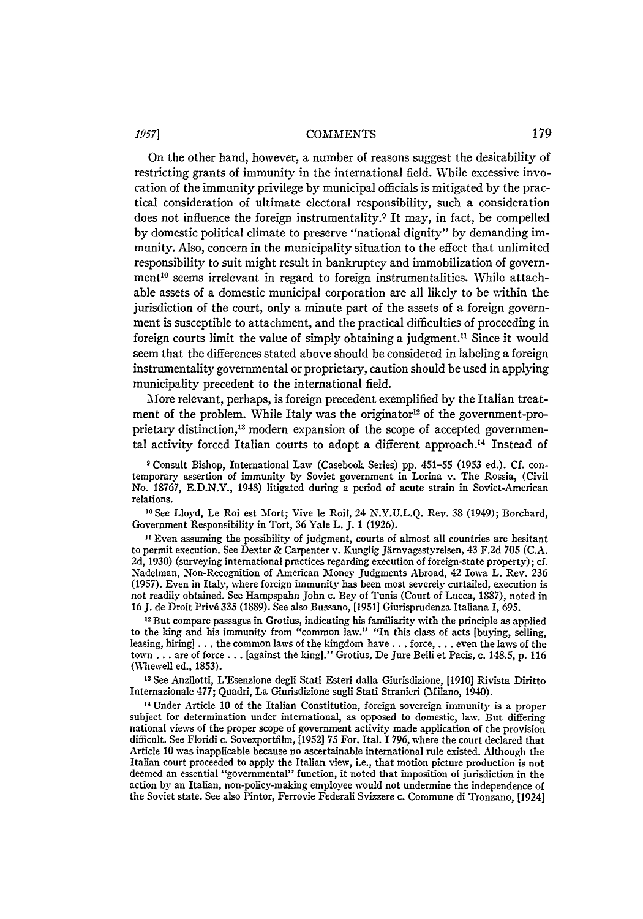On the other hand, however, a number of reasons suggest the desirability of restricting grants of immunity in the international field. While excessive invocation of the immunity privilege by municipal officials is mitigated by the practical consideration of ultimate electoral responsibility, such a consideration does not influence the foreign instrumentality.[9] It may, in fact, be compelled by domestic political climate to preserve "national dignity" by demanding immunity. Also, concern in the municipality situation to the effect that unlimited responsibility to suit might result in bankruptcy and immobilization of government[10] seems irrelevant in regard to foreign instrumentalities. While attachable assets of a domestic municipal corporation are all likely to be within the jurisdiction of the court, only a minute part of the assets of a foreign government is susceptible to attachment, and the practical difficulties of proceeding in foreign courts limit the value of simply obtaining a judgment.[11] Since it would seem that the differences stated above should be considered in labeling a foreign instrumentality governmental or proprietary, caution should be used in applying municipality precedent to the international field.

More relevant, perhaps, is foreign precedent exemplified by the Italian treatment of the problem. While Italy was the originator[12] of the government-proprietary distinction,[13] modern expansion of the scope of accepted governmental activity forced Italian courts to adopt a different approach.[14] Instead of

[9] Consult Bishop, International Law (Casebook Series) pp. 451–55 (1953 ed.). Cf. contemporary assertion of immunity by Soviet government in Lorina v. The Rossia, (Civil No. 18767, E.D.N.Y., 1948) litigated during a period of acute strain in Soviet-American relations.

[10] See Lloyd, Le Roi est Mort; Vive le Roi!, 24 N.Y.U.L.Q. Rev. 38 (1949); Borchard, Government Responsibility in Tort, 36 Yale L. J. 1 (1926).

[11] Even assuming the possibility of judgment, courts of almost all countries are hesitant to permit execution. See Dexter & Carpenter v. Kunglig Järnvagsstyrelsen, 43 F.2d 705 (C.A. 2d, 1930) (surveying international practices regarding execution of foreign-state property); cf. Nadelman, Non-Recognition of American Money Judgments Abroad, 42 Iowa L. Rev. 236 (1957). Even in Italy, where foreign immunity has been most severely curtailed, execution is not readily obtained. See Hampspahn John c. Bey of Tunis (Court of Lucca, 1887), noted in 16 J. de Droit Privé 335 (1889). See also Bussano, [1951] Giurisprudenza Italiana I, 695.

[12] But compare passages in Grotius, indicating his familiarity with the principle as applied to the king and his immunity from "common law." "In this class of acts [buying, selling, leasing, hiring] . . . the common laws of the kingdom have . . . force, . . . even the laws of the town . . . are of force . . . [against the king]." Grotius, De Jure Belli et Pacis, c. 148.5, p. 116 (Whewell ed., 1853).

[13] See Anzilotti, L'Esenzione degli Stati Esteri dalla Giurisdizione, [1910] Rivista Diritto Internazionale 477; Quadri, La Giurisdizione sugli Stati Stranieri (Milano, 1940).

[14] Under Article 10 of the Italian Constitution, foreign sovereign immunity is a proper subject for determination under international, as opposed to domestic, law. But differing national views of the proper scope of government activity made application of the provision difficult. See Floridi c. Sovexportfilm, [1952] 75 For. Ital. I 796, where the court declared that Article 10 was inapplicable because no ascertainable international rule existed. Although the Italian court proceeded to apply the Italian view, i.e., that motion picture production is not deemed an essential "governmental" function, it noted that imposition of jurisdiction in the action by an Italian, non-policy-making employee would not undermine the independence of the Soviet state. See also Pintor, Ferrovie Federali Svizzere c. Commune di Tronzano, [1924]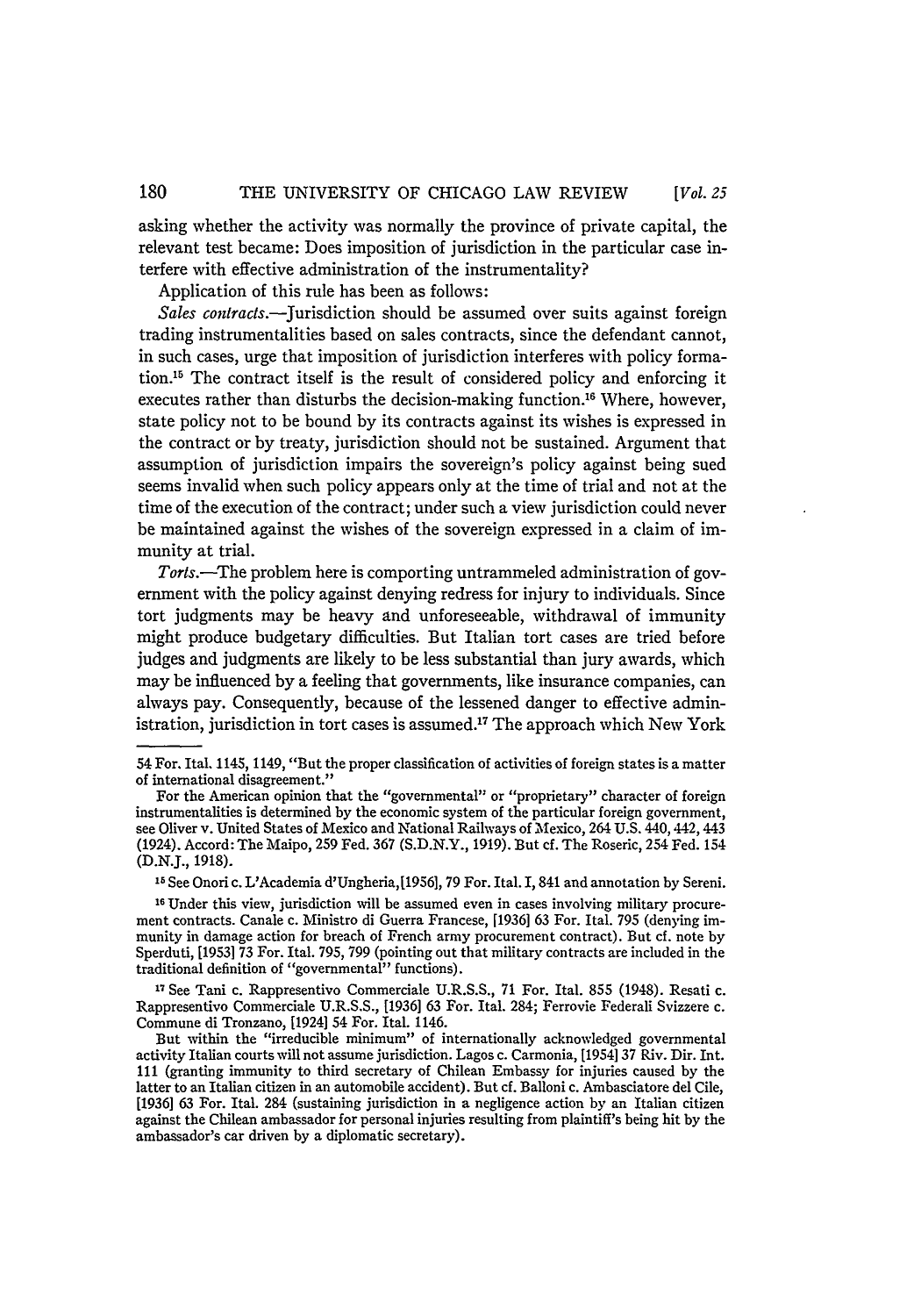asking whether the activity was normally the province of private capital, the relevant test became: Does imposition of jurisdiction in the particular case interfere with effective administration of the instrumentality?

Application of this rule has been as follows:

*Sales contracts.*—Jurisdiction should be assumed over suits against foreign trading instrumentalities based on sales contracts, since the defendant cannot, in such cases, urge that imposition of jurisdiction interferes with policy formation.[15] The contract itself is the result of considered policy and enforcing it executes rather than disturbs the decision-making function.[16] Where, however, state policy not to be bound by its contracts against its wishes is expressed in the contract or by treaty, jurisdiction should not be sustained. Argument that assumption of jurisdiction impairs the sovereign's policy against being sued seems invalid when such policy appears only at the time of trial and not at the time of the execution of the contract; under such a view jurisdiction could never be maintained against the wishes of the sovereign expressed in a claim of immunity at trial.

*Torts.*—The problem here is comporting untrammeled administration of government with the policy against denying redress for injury to individuals. Since tort judgments may be heavy and unforeseeable, withdrawal of immunity might produce budgetary difficulties. But Italian tort cases are tried before judges and judgments are likely to be less substantial than jury awards, which may be influenced by a feeling that governments, like insurance companies, can always pay. Consequently, because of the lessened danger to effective administration, jurisdiction in tort cases is assumed.[17] The approach which New York

---

54 For. Ital. 1145, 1149, "But the proper classification of activities of foreign states is a matter of international disagreement."

For the American opinion that the "governmental" or "proprietary" character of foreign instrumentalities is determined by the economic system of the particular foreign government, see Oliver v. United States of Mexico and National Railways of Mexico, 264 U.S. 440, 442, 443 (1924). Accord: The Maipo, 259 Fed. 367 (S.D.N.Y., 1919). But cf. The Roseric, 254 Fed. 154 (D.N.J., 1918).

[15] See Onori c. L'Academia d'Ungheria, [1956], 79 For. Ital. I, 841 and annotation by Sereni.

[16] Under this view, jurisdiction will be assumed even in cases involving military procurement contracts. Canale c. Ministro di Guerra Francese, [1936] 63 For. Ital. 795 (denying immunity in damage action for breach of French army procurement contract). But cf. note by Sperduti, [1953] 73 For. Ital. 795, 799 (pointing out that military contracts are included in the traditional definition of "governmental" functions).

[17] See Tani c. Rappresentivo Commerciale U.R.S.S., 71 For. Ital. 855 (1948). Resati c. Rappresentivo Commerciale U.R.S.S., [1936] 63 For. Ital. 284; Ferrovie Federali Svizzere c. Commune di Tronzano, [1924] 54 For. Ital. 1146.

But within the "irreducible minimum" of internationally acknowledged governmental activity Italian courts will not assume jurisdiction. Lagos c. Carmonia, [1954] 37 Riv. Dir. Int. 111 (granting immunity to third secretary of Chilean Embassy for injuries caused by the latter to an Italian citizen in an automobile accident). But cf. Balloni c. Ambasciatore del Cile, [1936] 63 For. Ital. 284 (sustaining jurisdiction in a negligence action by an Italian citizen against the Chilean ambassador for personal injuries resulting from plaintiff's being hit by the ambassador's car driven by a diplomatic secretary).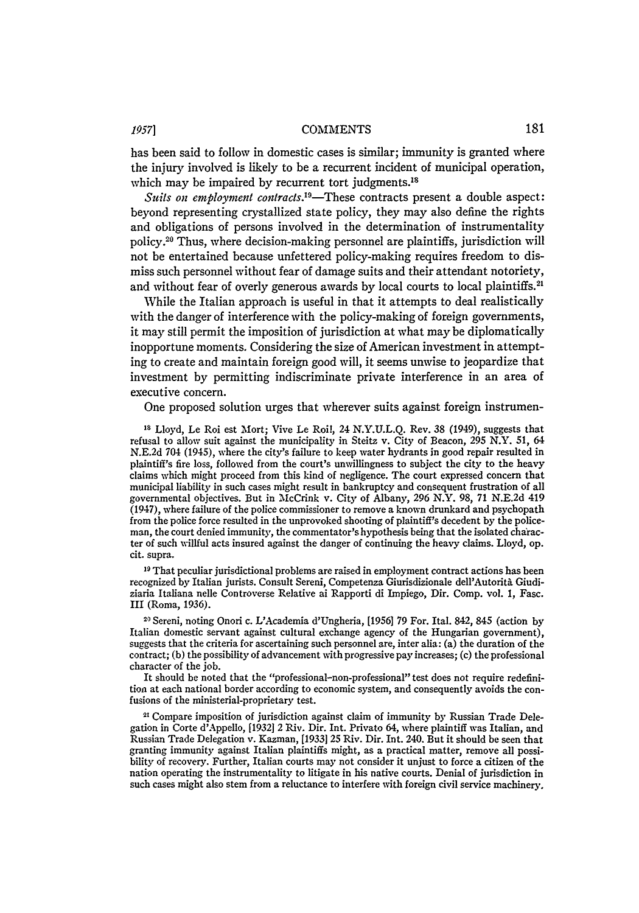has been said to follow in domestic cases is similar; immunity is granted where the injury involved is likely to be a recurrent incident of municipal operation, which may be impaired by recurrent tort judgments.[18]

*Suits on employment contracts.*[19]—These contracts present a double aspect: beyond representing crystallized state policy, they may also define the rights and obligations of persons involved in the determination of instrumentality policy.[20] Thus, where decision-making personnel are plaintiffs, jurisdiction will not be entertained because unfettered policy-making requires freedom to dismiss such personnel without fear of damage suits and their attendant notoriety, and without fear of overly generous awards by local courts to local plaintiffs.[21]

While the Italian approach is useful in that it attempts to deal realistically with the danger of interference with the policy-making of foreign governments, it may still permit the imposition of jurisdiction at what may be diplomatically inopportune moments. Considering the size of American investment in attempting to create and maintain foreign good will, it seems unwise to jeopardize that investment by permitting indiscriminate private interference in an area of executive concern.

One proposed solution urges that wherever suits against foreign instrumen-

[18] Lloyd, Le Roi est Mort; Vive Le Roi!, 24 N.Y.U.L.Q. Rev. 38 (1949), suggests that refusal to allow suit against the municipality in Steitz v. City of Beacon, 295 N.Y. 51, 64 N.E.2d 704 (1945), where the city's failure to keep water hydrants in good repair resulted in plaintiff's fire loss, followed from the court's unwillingness to subject the city to the heavy claims which might proceed from this kind of negligence. The court expressed concern that municipal liability in such cases might result in bankruptcy and consequent frustration of all governmental objectives. But in McCrink v. City of Albany, 296 N.Y. 98, 71 N.E.2d 419 (1947), where failure of the police commissioner to remove a known drunkard and psychopath from the police force resulted in the unprovoked shooting of plaintiff's decedent by the policeman, the court denied immunity, the commentator's hypothesis being that the isolated character of such willful acts insured against the danger of continuing the heavy claims. Lloyd, op. cit. supra.

[19] That peculiar jurisdictional problems are raised in employment contract actions has been recognized by Italian jurists. Consult Sereni, Competenza Giurisdizionale dell'Autorità Giudiziaria Italiana nelle Controverse Relative ai Rapporti di Impiego, Dir. Comp. vol. 1, Fasc. III (Roma, 1936).

[20] Sereni, noting Onori c. L'Academia d'Ungheria, [1956] 79 For. Ital. 842, 845 (action by Italian domestic servant against cultural exchange agency of the Hungarian government), suggests that the criteria for ascertaining such personnel are, inter alia: (a) the duration of the contract; (b) the possibility of advancement with progressive pay increases; (c) the professional character of the job.

It should be noted that the "professional-non-professional" test does not require redefinition at each national border according to economic system, and consequently avoids the confusions of the ministerial-proprietary test.

[21] Compare imposition of jurisdiction against claim of immunity by Russian Trade Delegation in Corte d'Appello, [1932] 2 Riv. Dir. Int. Privato 64, where plaintiff was Italian, and Russian Trade Delegation v. Kazman, [1933] 25 Riv. Dir. Int. 240. But it should be seen that granting immunity against Italian plaintiffs might, as a practical matter, remove all possibility of recovery. Further, Italian courts may not consider it unjust to force a citizen of the nation operating the instrumentality to litigate in his native courts. Denial of jurisdiction in such cases might also stem from a reluctance to interfere with foreign civil service machinery.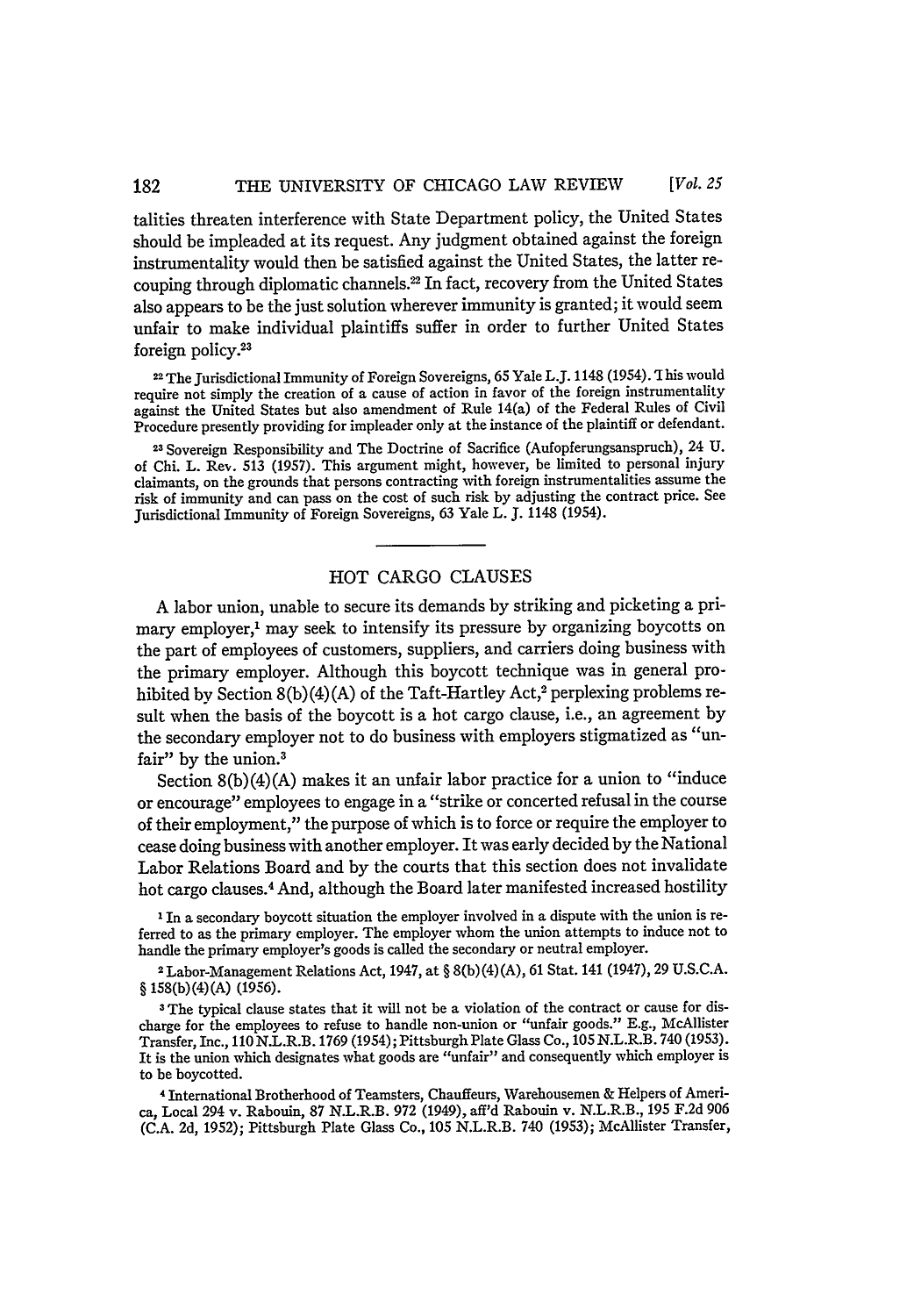talities threaten interference with State Department policy, the United States should be impleaded at its request. Any judgment obtained against the foreign instrumentality would then be satisfied against the United States, the latter recouping through diplomatic channels.[22] In fact, recovery from the United States also appears to be the just solution wherever immunity is granted; it would seem unfair to make individual plaintiffs suffer in order to further United States foreign policy.[23]

[22] The Jurisdictional Immunity of Foreign Sovereigns, 65 Yale L.J. 1148 (1954). This would require not simply the creation of a cause of action in favor of the foreign instrumentality against the United States but also amendment of Rule 14(a) of the Federal Rules of Civil Procedure presently providing for impleader only at the instance of the plaintiff or defendant.

[23] Sovereign Responsibility and The Doctrine of Sacrifice (Aufopferungsanspruch), 24 U. of Chi. L. Rev. 513 (1957). This argument might, however, be limited to personal injury claimants, on the grounds that persons contracting with foreign instrumentalities assume the risk of immunity and can pass on the cost of such risk by adjusting the contract price. See Jurisdictional Immunity of Foreign Sovereigns, 63 Yale L. J. 1148 (1954).

---

## HOT CARGO CLAUSES

A labor union, unable to secure its demands by striking and picketing a primary employer,[1] may seek to intensify its pressure by organizing boycotts on the part of employees of customers, suppliers, and carriers doing business with the primary employer. Although this boycott technique was in general prohibited by Section 8(b)(4)(A) of the Taft-Hartley Act,[2] perplexing problems result when the basis of the boycott is a hot cargo clause, i.e., an agreement by the secondary employer not to do business with employers stigmatized as "unfair" by the union.[3]

Section 8(b)(4)(A) makes it an unfair labor practice for a union to "induce or encourage" employees to engage in a "strike or concerted refusal in the course of their employment," the purpose of which is to force or require the employer to cease doing business with another employer. It was early decided by the National Labor Relations Board and by the courts that this section does not invalidate hot cargo clauses.[4] And, although the Board later manifested increased hostility

[1] In a secondary boycott situation the employer involved in a dispute with the union is referred to as the primary employer. The employer whom the union attempts to induce not to handle the primary employer's goods is called the secondary or neutral employer.

[2] Labor-Management Relations Act, 1947, at § 8(b)(4)(A), 61 Stat. 141 (1947), 29 U.S.C.A. § 158(b)(4)(A) (1956).

[3] The typical clause states that it will not be a violation of the contract or cause for discharge for the employees to refuse to handle non-union or "unfair goods." E.g., McAllister Transfer, Inc., 110 N.L.R.B. 1769 (1954); Pittsburgh Plate Glass Co., 105 N.L.R.B. 740 (1953). It is the union which designates what goods are "unfair" and consequently which employer is to be boycotted.

[4] International Brotherhood of Teamsters, Chauffeurs, Warehousemen & Helpers of America, Local 294 v. Rabouin, 87 N.L.R.B. 972 (1949), aff'd Rabouin v. N.L.R.B., 195 F.2d 906 (C.A. 2d, 1952); Pittsburgh Plate Glass Co., 105 N.L.R.B. 740 (1953); McAllister Transfer,